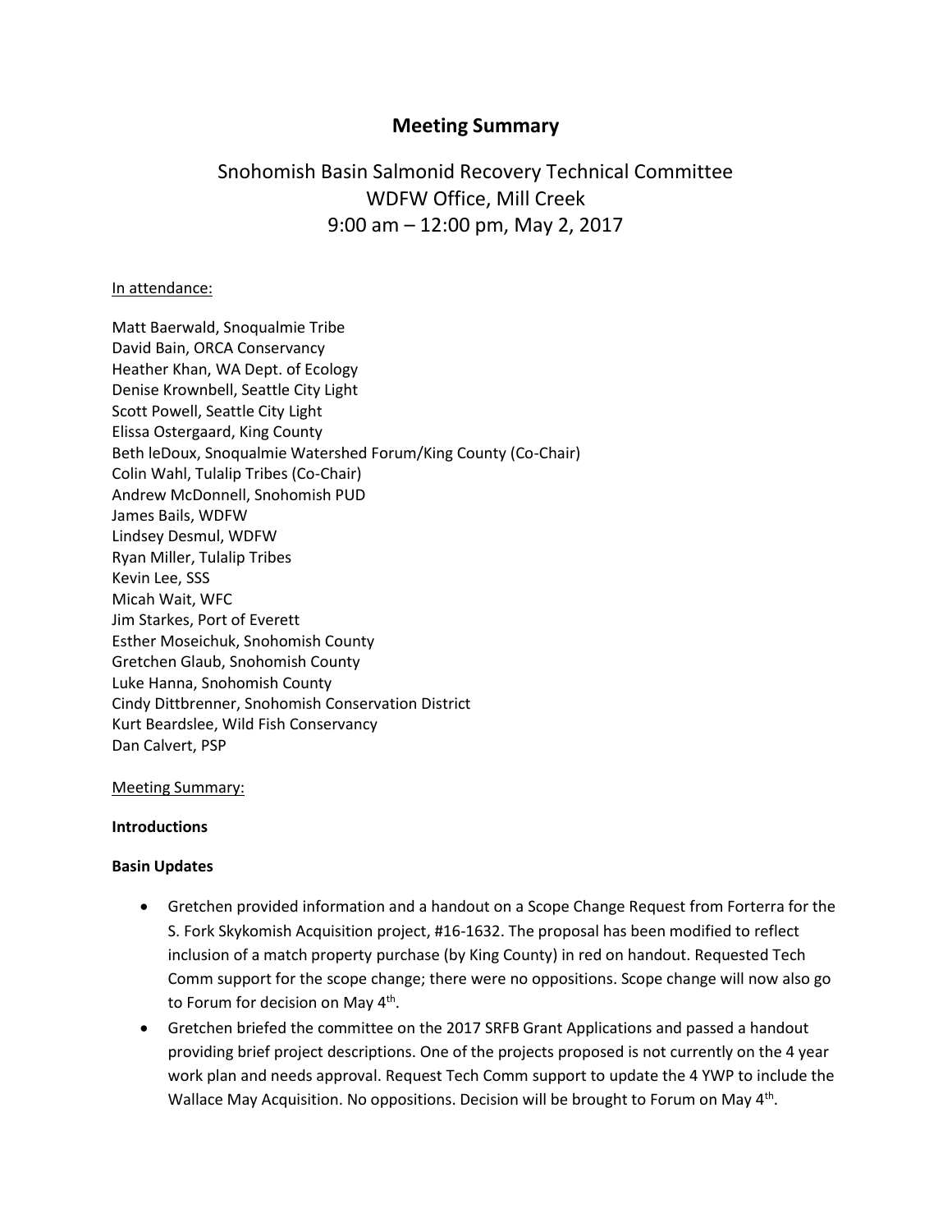# Meeting Summary

## Snohomish Basin Salmonid Recovery Technical Committee
## WDFW Office, Mill Creek
## 9:00 am – 12:00 pm, May 2, 2017

<u>In attendance:</u>

Matt Baerwald, Snoqualmie Tribe
David Bain, ORCA Conservancy
Heather Khan, WA Dept. of Ecology
Denise Krownbell, Seattle City Light
Scott Powell, Seattle City Light
Elissa Ostergaard, King County
Beth leDoux, Snoqualmie Watershed Forum/King County (Co-Chair)
Colin Wahl, Tulalip Tribes (Co-Chair)
Andrew McDonnell, Snohomish PUD
James Bails, WDFW
Lindsey Desmul, WDFW
Ryan Miller, Tulalip Tribes
Kevin Lee, SSS
Micah Wait, WFC
Jim Starkes, Port of Everett
Esther Moseichuk, Snohomish County
Gretchen Glaub, Snohomish County
Luke Hanna, Snohomish County
Cindy Dittbrenner, Snohomish Conservation District
Kurt Beardslee, Wild Fish Conservancy
Dan Calvert, PSP

<u>Meeting Summary:</u>

**Introductions**

**Basin Updates**

- Gretchen provided information and a handout on a Scope Change Request from Forterra for the S. Fork Skykomish Acquisition project, #16-1632. The proposal has been modified to reflect inclusion of a match property purchase (by King County) in red on handout. Requested Tech Comm support for the scope change; there were no oppositions. Scope change will now also go to Forum for decision on May 4th.
- Gretchen briefed the committee on the 2017 SRFB Grant Applications and passed a handout providing brief project descriptions. One of the projects proposed is not currently on the 4 year work plan and needs approval. Request Tech Comm support to update the 4 YWP to include the Wallace May Acquisition. No oppositions. Decision will be brought to Forum on May 4th.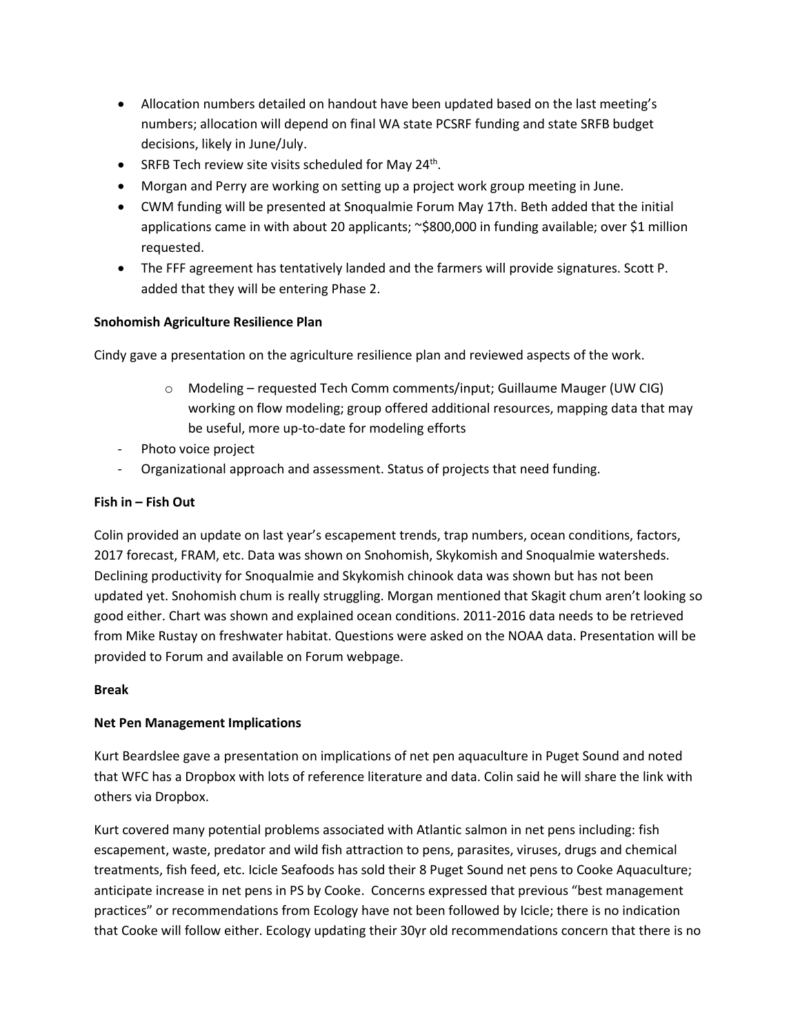- Allocation numbers detailed on handout have been updated based on the last meeting's numbers; allocation will depend on final WA state PCSRF funding and state SRFB budget decisions, likely in June/July.
- SRFB Tech review site visits scheduled for May 24th.
- Morgan and Perry are working on setting up a project work group meeting in June.
- CWM funding will be presented at Snoqualmie Forum May 17th. Beth added that the initial applications came in with about 20 applicants; ~$800,000 in funding available; over $1 million requested.
- The FFF agreement has tentatively landed and the farmers will provide signatures. Scott P. added that they will be entering Phase 2.

**Snohomish Agriculture Resilience Plan**

Cindy gave a presentation on the agriculture resilience plan and reviewed aspects of the work.

- Modeling – requested Tech Comm comments/input; Guillaume Mauger (UW CIG) working on flow modeling; group offered additional resources, mapping data that may be useful, more up-to-date for modeling efforts

- Photo voice project
- Organizational approach and assessment. Status of projects that need funding.

**Fish in – Fish Out**

Colin provided an update on last year's escapement trends, trap numbers, ocean conditions, factors, 2017 forecast, FRAM, etc. Data was shown on Snohomish, Skykomish and Snoqualmie watersheds. Declining productivity for Snoqualmie and Skykomish chinook data was shown but has not been updated yet. Snohomish chum is really struggling. Morgan mentioned that Skagit chum aren't looking so good either. Chart was shown and explained ocean conditions. 2011-2016 data needs to be retrieved from Mike Rustay on freshwater habitat. Questions were asked on the NOAA data. Presentation will be provided to Forum and available on Forum webpage.

**Break**

**Net Pen Management Implications**

Kurt Beardslee gave a presentation on implications of net pen aquaculture in Puget Sound and noted that WFC has a Dropbox with lots of reference literature and data. Colin said he will share the link with others via Dropbox.

Kurt covered many potential problems associated with Atlantic salmon in net pens including: fish escapement, waste, predator and wild fish attraction to pens, parasites, viruses, drugs and chemical treatments, fish feed, etc. Icicle Seafoods has sold their 8 Puget Sound net pens to Cooke Aquaculture; anticipate increase in net pens in PS by Cooke. Concerns expressed that previous "best management practices" or recommendations from Ecology have not been followed by Icicle; there is no indication that Cooke will follow either. Ecology updating their 30yr old recommendations concern that there is no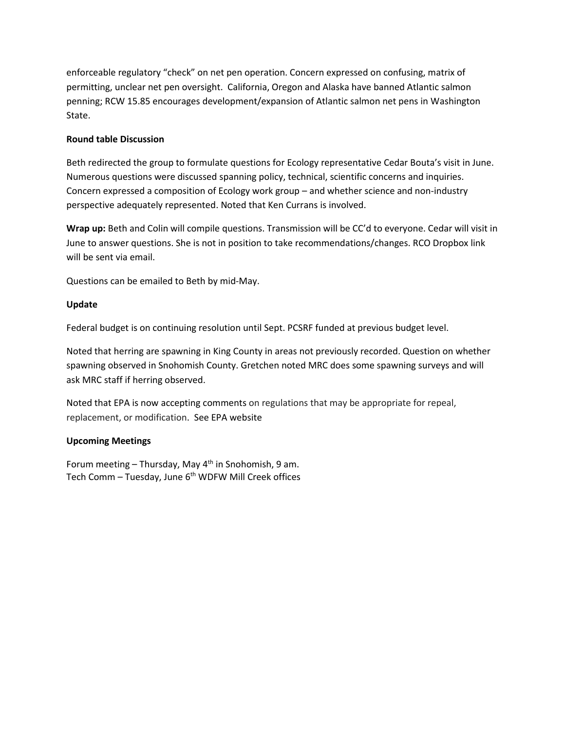enforceable regulatory "check" on net pen operation. Concern expressed on confusing, matrix of permitting, unclear net pen oversight. California, Oregon and Alaska have banned Atlantic salmon penning; RCW 15.85 encourages development/expansion of Atlantic salmon net pens in Washington State.

**Round table Discussion**

Beth redirected the group to formulate questions for Ecology representative Cedar Bouta's visit in June. Numerous questions were discussed spanning policy, technical, scientific concerns and inquiries. Concern expressed a composition of Ecology work group – and whether science and non-industry perspective adequately represented. Noted that Ken Currans is involved.

**Wrap up:** Beth and Colin will compile questions. Transmission will be CC'd to everyone. Cedar will visit in June to answer questions. She is not in position to take recommendations/changes. RCO Dropbox link will be sent via email.

Questions can be emailed to Beth by mid-May.

**Update**

Federal budget is on continuing resolution until Sept. PCSRF funded at previous budget level.

Noted that herring are spawning in King County in areas not previously recorded. Question on whether spawning observed in Snohomish County. Gretchen noted MRC does some spawning surveys and will ask MRC staff if herring observed.

Noted that EPA is now accepting comments on regulations that may be appropriate for repeal, replacement, or modification. See EPA website

**Upcoming Meetings**

Forum meeting – Thursday, May 4th in Snohomish, 9 am.
Tech Comm – Tuesday, June 6th WDFW Mill Creek offices